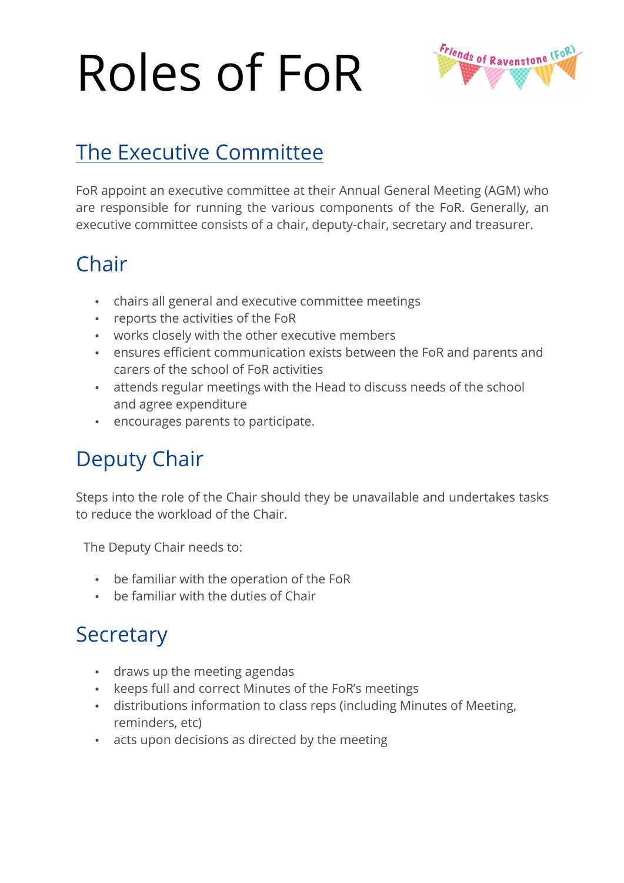# Roles of FoR

## The Executive Committee

FoR appoint an executive committee at their Annual General Meeting (AGM) who are responsible for running the various components of the FoR. Generally, an executive committee consists of a chair, deputy-chair, secretary and treasurer.

## Chair

- chairs all general and executive committee meetings
- reports the activities of the FoR
- works closely with the other executive members
- ensures efficient communication exists between the FoR and parents and carers of the school of FoR activities
- attends regular meetings with the Head to discuss needs of the school and agree expenditure
- encourages parents to participate.

## Deputy Chair

Steps into the role of the Chair should they be unavailable and undertakes tasks to reduce the workload of the Chair.

The Deputy Chair needs to:

- be familiar with the operation of the FoR
- be familiar with the duties of Chair

## Secretary

- draws up the meeting agendas
- keeps full and correct Minutes of the FoR's meetings
- distributions information to class reps (including Minutes of Meeting, reminders, etc)
- acts upon decisions as directed by the meeting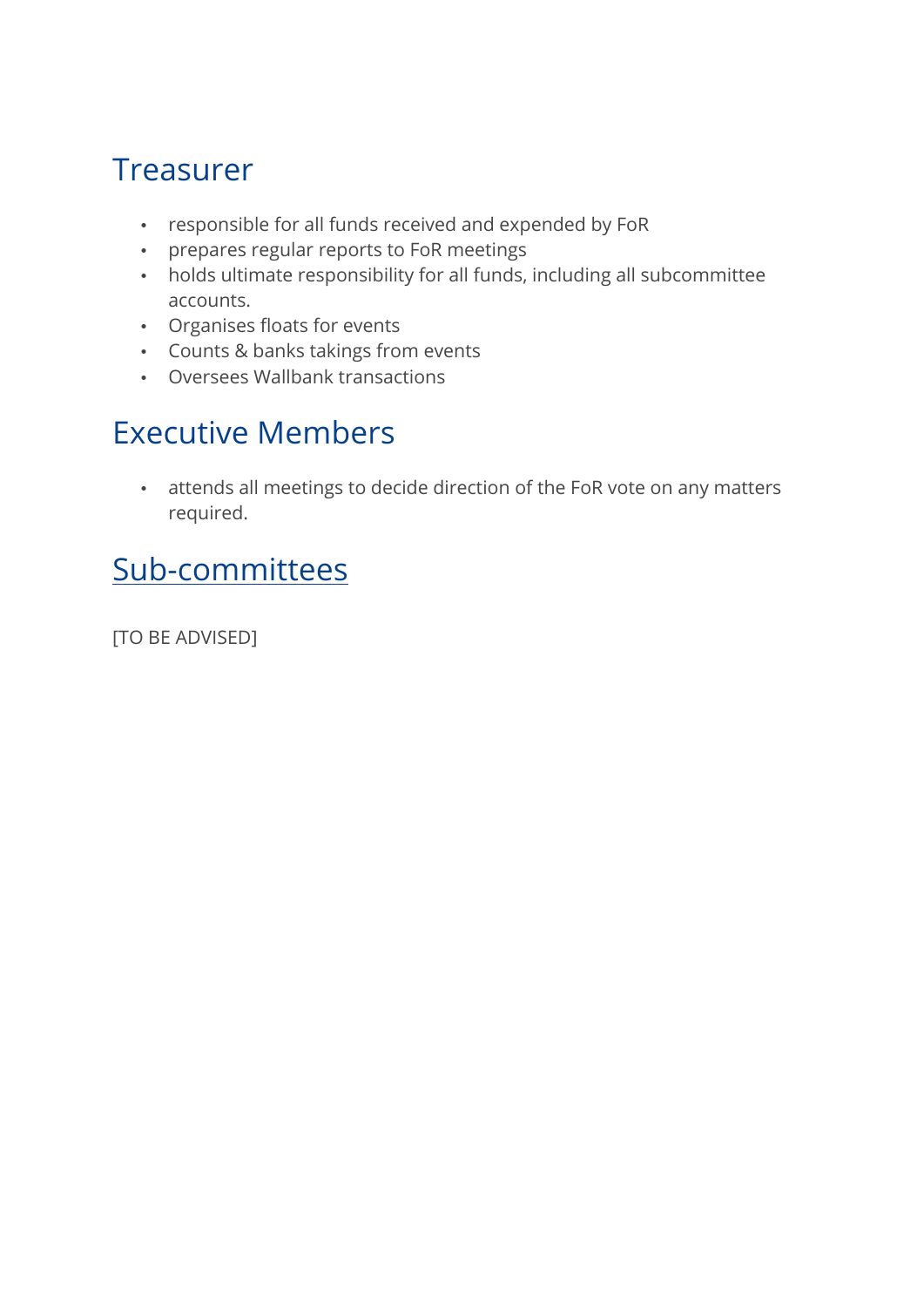## Treasurer

- responsible for all funds received and expended by FoR
- prepares regular reports to FoR meetings
- holds ultimate responsibility for all funds, including all subcommittee accounts.
- Organises floats for events
- Counts & banks takings from events
- Oversees Wallbank transactions

## Executive Members

- attends all meetings to decide direction of the FoR vote on any matters required.

## Sub-committees

[TO BE ADVISED]